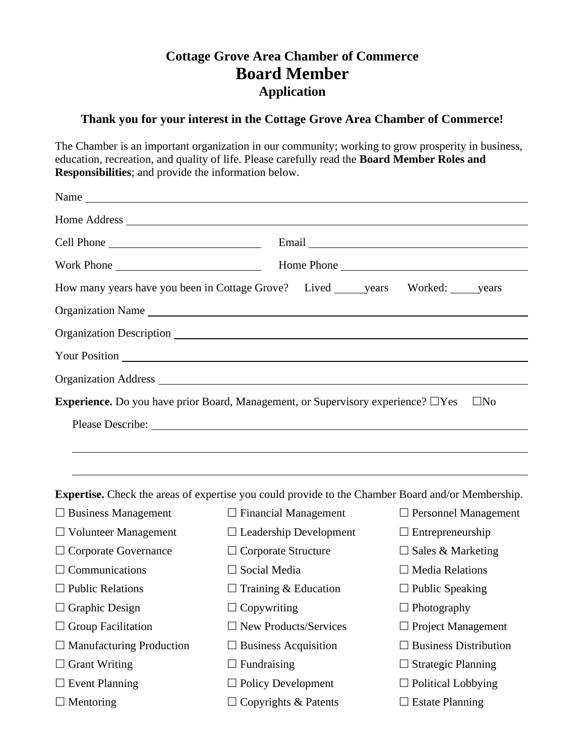# Cottage Grove Area Chamber of Commerce
# Board Member
### Application

**Thank you for your interest in the Cottage Grove Area Chamber of Commerce!**

The Chamber is an important organization in our community; working to grow prosperity in business, education, recreation, and quality of life. Please carefully read the **Board Member Roles and Responsibilities**; and provide the information below.

Name ______________________________________________

Home Address ______________________________________________

Cell Phone ____________________ Email ______________________________

Work Phone ____________________ Home Phone ______________________________

How many years have you been in Cottage Grove? Lived _____years Worked: _____years

Organization Name ______________________________________________

Organization Description ______________________________________________

Your Position ______________________________________________

Organization Address ______________________________________________

**Experience.** Do you have prior Board, Management, or Supervisory experience? ☐Yes ☐No

Please Describe: ______________________________________________

______________________________________________

______________________________________________

**Expertise.** Check the areas of expertise you could provide to the Chamber Board and/or Membership.

| | | |
|---|---|---|
| ☐ Business Management | ☐ Financial Management | ☐ Personnel Management |
| ☐ Volunteer Management | ☐ Leadership Development | ☐ Entrepreneurship |
| ☐ Corporate Governance | ☐ Corporate Structure | ☐ Sales & Marketing |
| ☐ Communications | ☐ Social Media | ☐ Media Relations |
| ☐ Public Relations | ☐ Training & Education | ☐ Public Speaking |
| ☐ Graphic Design | ☐ Copywriting | ☐ Photography |
| ☐ Group Facilitation | ☐ New Products/Services | ☐ Project Management |
| ☐ Manufacturing Production | ☐ Business Acquisition | ☐ Business Distribution |
| ☐ Grant Writing | ☐ Fundraising | ☐ Strategic Planning |
| ☐ Event Planning | ☐ Policy Development | ☐ Political Lobbying |
| ☐ Mentoring | ☐ Copyrights & Patents | ☐ Estate Planning |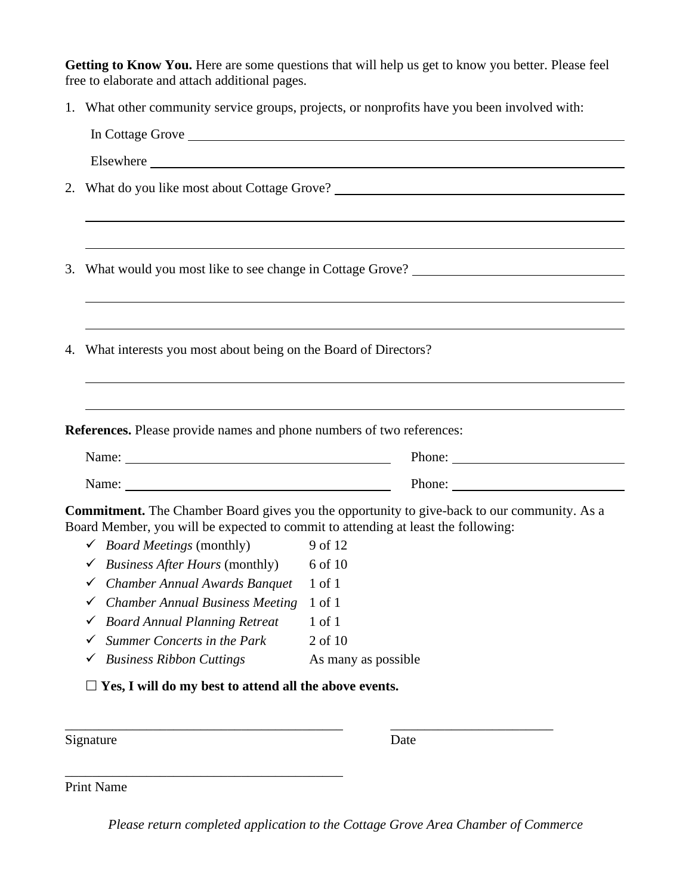**Getting to Know You.** Here are some questions that will help us get to know you better. Please feel free to elaborate and attach additional pages.

1. What other community service groups, projects, or nonprofits have you been involved with:

   In Cottage Grove ____________________

   Elsewhere ____________________

2. What do you like most about Cottage Grove? ____________________

   ____________________

   ____________________

3. What would you most like to see change in Cottage Grove? ____________________

   ____________________

   ____________________

4. What interests you most about being on the Board of Directors?

   ____________________

   ____________________

**References.** Please provide names and phone numbers of two references:

Name: ____________________ Phone: ____________________

Name: ____________________ Phone: ____________________

**Commitment.** The Chamber Board gives you the opportunity to give-back to our community. As a Board Member, you will be expected to commit to attending at least the following:

| | |
|---|---|
| ✓ *Board Meetings* (monthly) | 9 of 12 |
| ✓ *Business After Hours* (monthly) | 6 of 10 |
| ✓ *Chamber Annual Awards Banquet* | 1 of 1 |
| ✓ *Chamber Annual Business Meeting* | 1 of 1 |
| ✓ *Board Annual Planning Retreat* | 1 of 1 |
| ✓ *Summer Concerts in the Park* | 2 of 10 |
| ✓ *Business Ribbon Cuttings* | As many as possible |

☐ **Yes, I will do my best to attend all the above events.**

____________________ ____________________

Signature Date

____________________

Print Name

*Please return completed application to the Cottage Grove Area Chamber of Commerce*